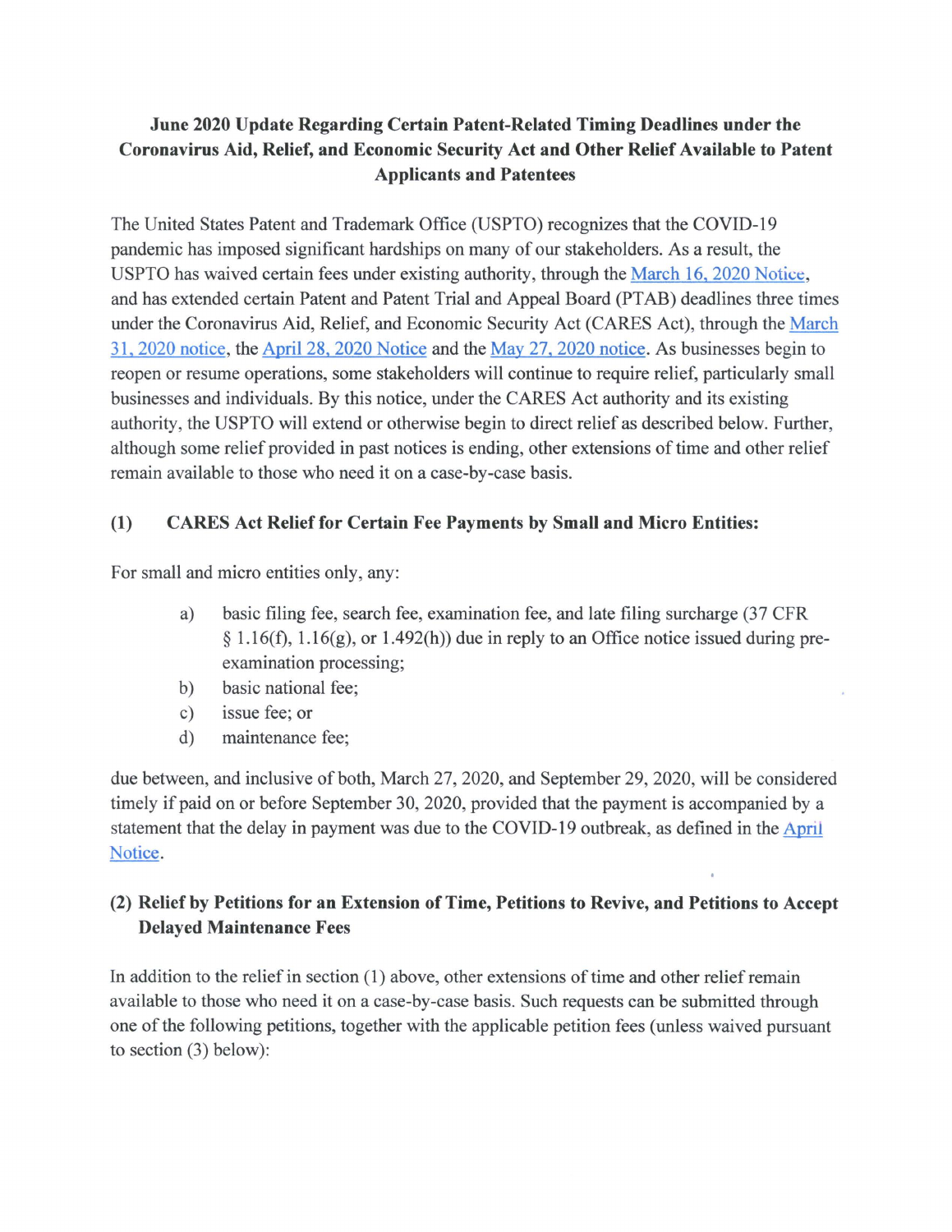# June 2020 Update Regarding Certain Patent-Related Timing Deadlines under the Coronavirus Aid, Relief, and Economic Security Act and Other Relief Available to Patent Applicants and Patentees

The United States Patent and Trademark Office (USPTO) recognizes that the COVID-19 pandemic has imposed significant hardships on many of our stakeholders. As a result, the USPTO has waived certain fees under existing authority, through the March 16, 2020 Notice, and has extended certain Patent and Patent Trial and Appeal Board (PTAB) deadlines three times under the Coronavirus Aid, Relief, and Economic Security Act (CARES Act), through the March 31, 2020 notice, the April 28, 2020 Notice and the May 27, 2020 notice. As businesses begin to reopen or resume operations, some stakeholders will continue to require relief, particularly small businesses and individuals. By this notice, under the CARES Act authority and its existing authority, the USPTO will extend or otherwise begin to direct relief as described below. Further, although some relief provided in past notices is ending, other extensions of time and other relief remain available to those who need it on a case-by-case basis.

## (1) CARES Act Relief for Certain Fee Payments by Small and Micro Entities:

For small and micro entities only, any:

a) basic filing fee, search fee, examination fee, and late filing surcharge (37 CFR § 1.16(f), 1.16(g), or 1.492(h)) due in reply to an Office notice issued during pre-examination processing;
b) basic national fee;
c) issue fee; or
d) maintenance fee;

due between, and inclusive of both, March 27, 2020, and September 29, 2020, will be considered timely if paid on or before September 30, 2020, provided that the payment is accompanied by a statement that the delay in payment was due to the COVID-19 outbreak, as defined in the April Notice.

## (2) Relief by Petitions for an Extension of Time, Petitions to Revive, and Petitions to Accept Delayed Maintenance Fees

In addition to the relief in section (1) above, other extensions of time and other relief remain available to those who need it on a case-by-case basis. Such requests can be submitted through one of the following petitions, together with the applicable petition fees (unless waived pursuant to section (3) below):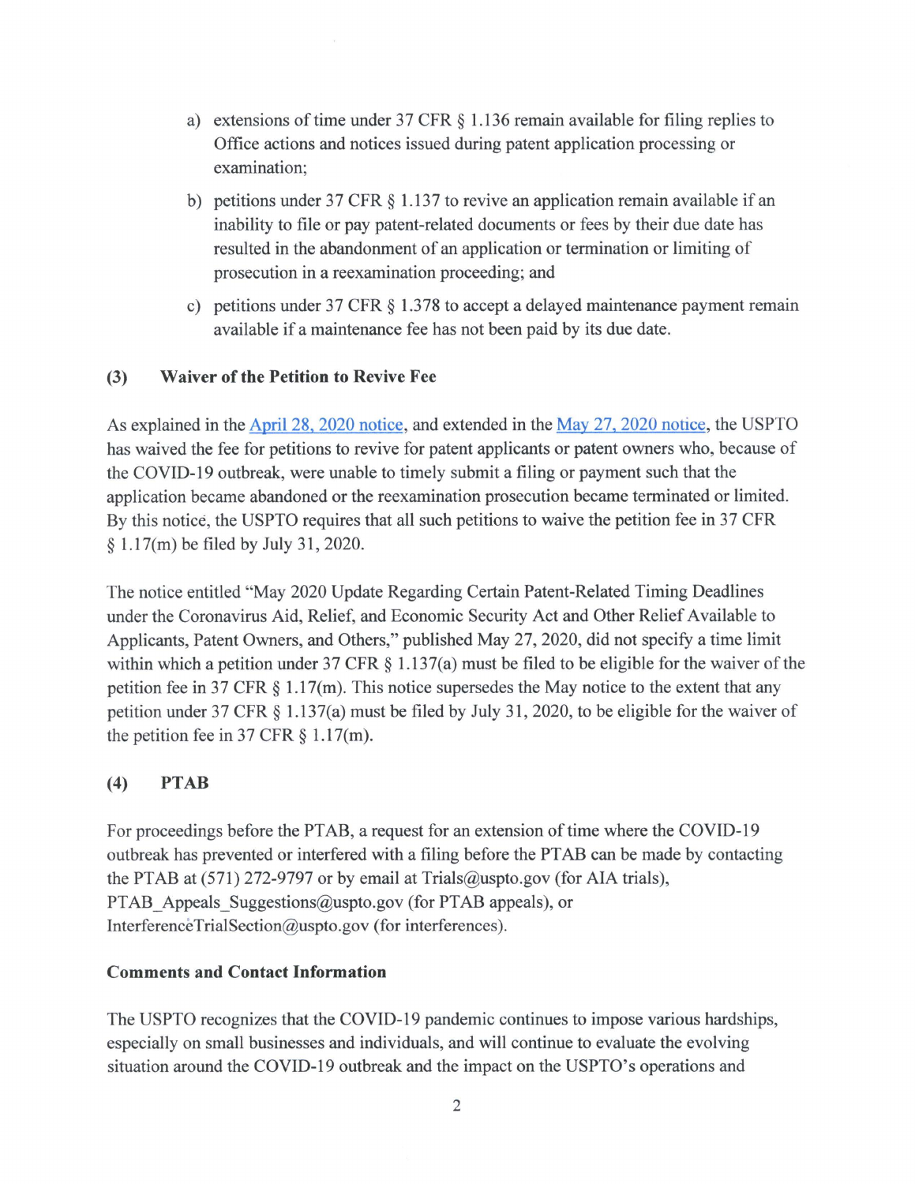a) extensions of time under 37 CFR § 1.136 remain available for filing replies to Office actions and notices issued during patent application processing or examination;

b) petitions under 37 CFR § 1.137 to revive an application remain available if an inability to file or pay patent-related documents or fees by their due date has resulted in the abandonment of an application or termination or limiting of prosecution in a reexamination proceeding; and

c) petitions under 37 CFR § 1.378 to accept a delayed maintenance payment remain available if a maintenance fee has not been paid by its due date.

### (3) Waiver of the Petition to Revive Fee

As explained in the April 28, 2020 notice, and extended in the May 27, 2020 notice, the USPTO has waived the fee for petitions to revive for patent applicants or patent owners who, because of the COVID-19 outbreak, were unable to timely submit a filing or payment such that the application became abandoned or the reexamination prosecution became terminated or limited. By this notice, the USPTO requires that all such petitions to waive the petition fee in 37 CFR § 1.17(m) be filed by July 31, 2020.

The notice entitled "May 2020 Update Regarding Certain Patent-Related Timing Deadlines under the Coronavirus Aid, Relief, and Economic Security Act and Other Relief Available to Applicants, Patent Owners, and Others," published May 27, 2020, did not specify a time limit within which a petition under 37 CFR § 1.137(a) must be filed to be eligible for the waiver of the petition fee in 37 CFR § 1.17(m). This notice supersedes the May notice to the extent that any petition under 37 CFR § 1.137(a) must be filed by July 31, 2020, to be eligible for the waiver of the petition fee in 37 CFR § 1.17(m).

### (4) PTAB

For proceedings before the PTAB, a request for an extension of time where the COVID-19 outbreak has prevented or interfered with a filing before the PTAB can be made by contacting the PTAB at (571) 272-9797 or by email at Trials@uspto.gov (for AIA trials), PTAB_Appeals_Suggestions@uspto.gov (for PTAB appeals), or InterferenceTrialSection@uspto.gov (for interferences).

### Comments and Contact Information

The USPTO recognizes that the COVID-19 pandemic continues to impose various hardships, especially on small businesses and individuals, and will continue to evaluate the evolving situation around the COVID-19 outbreak and the impact on the USPTO's operations and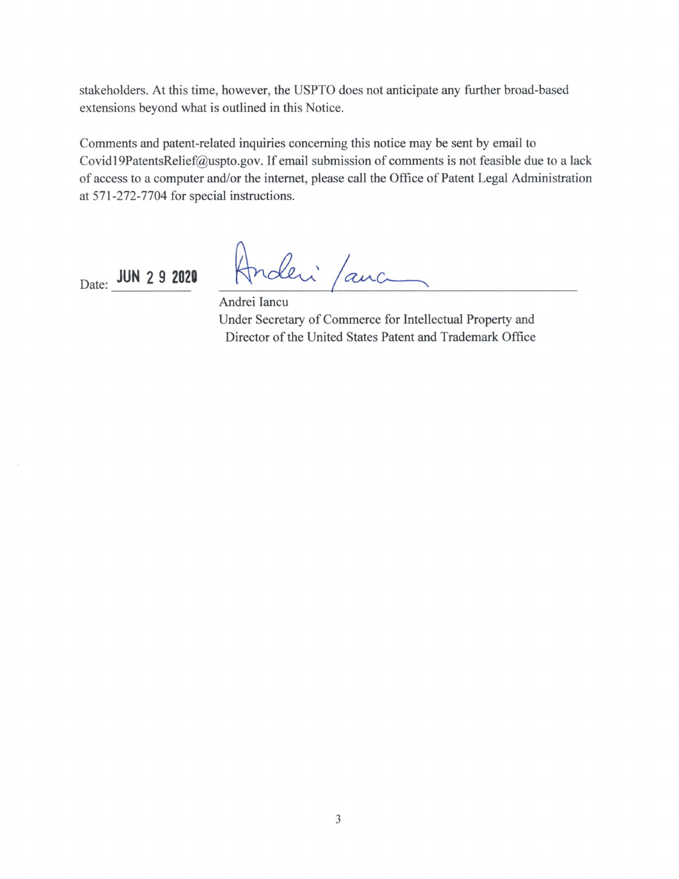stakeholders. At this time, however, the USPTO does not anticipate any further broad-based extensions beyond what is outlined in this Notice.

Comments and patent-related inquiries concerning this notice may be sent by email to Covid19PatentsRelief@uspto.gov. If email submission of comments is not feasible due to a lack of access to a computer and/or the internet, please call the Office of Patent Legal Administration at 571-272-7704 for special instructions.

Date: JUN 2 9 2020

Andrei Iancu
Under Secretary of Commerce for Intellectual Property and
Director of the United States Patent and Trademark Office